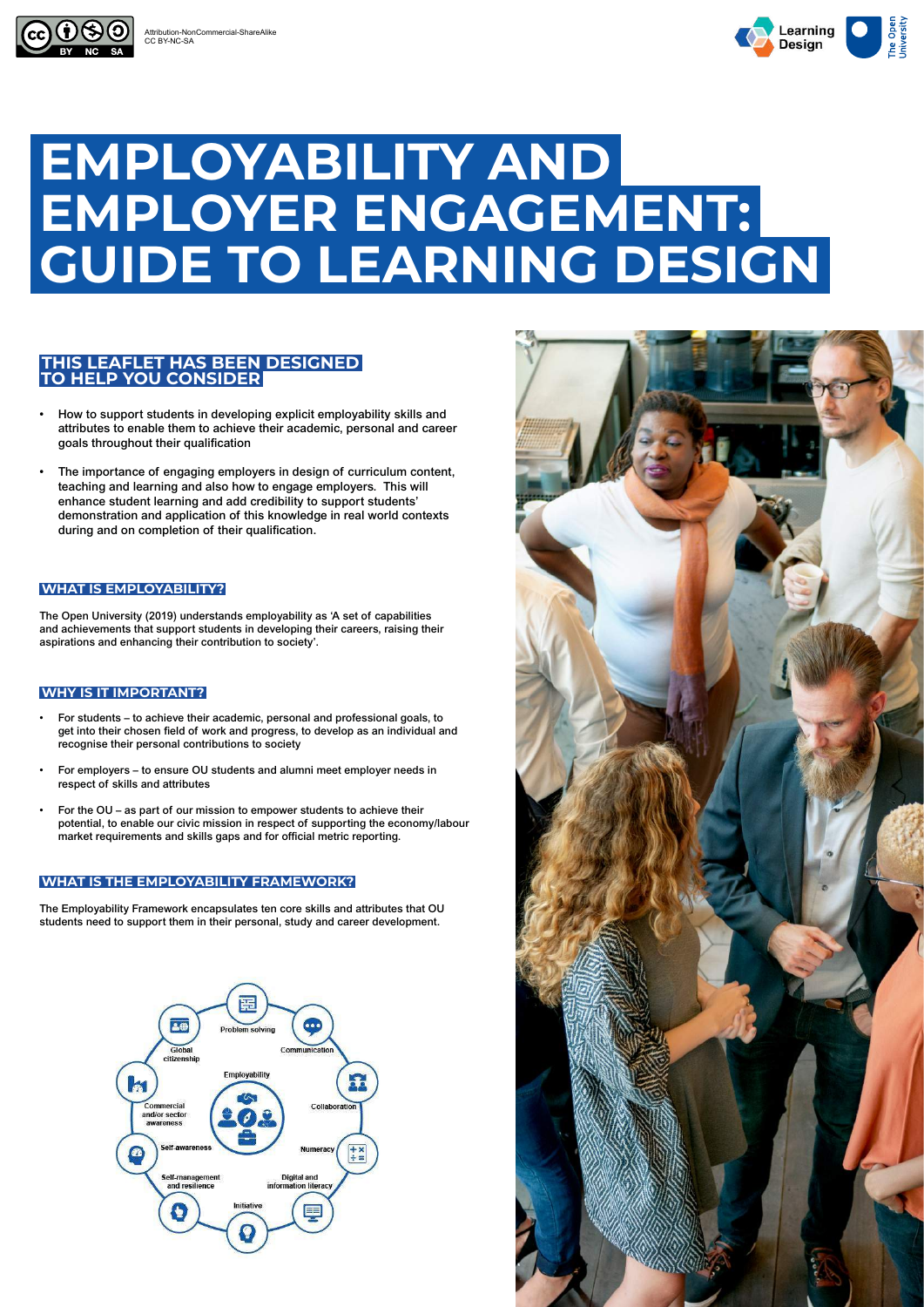Attribution-NonCommercial-ShareAlike CC BY-NC-SA

# EMPLOYABILITY AND EMPLOYER ENGAGEMENT: GUIDE TO LEARNING DESIGN

## THIS LEAFLET HAS BEEN DESIGNED TO HELP YOU CONSIDER

- How to support students in developing explicit employability skills and attributes to enable them to achieve their academic, personal and career goals throughout their qualification
- The importance of engaging employers in design of curriculum content, teaching and learning and also how to engage employers. This will enhance student learning and add credibility to support students' demonstration and application of this knowledge in real world contexts during and on completion of their qualification.

## WHAT IS EMPLOYABILITY?

The Open University (2019) understands employability as 'A set of capabilities and achievements that support students in developing their careers, raising their aspirations and enhancing their contribution to society'.

## WHY IS IT IMPORTANT?

- For students – to achieve their academic, personal and professional goals, to get into their chosen field of work and progress, to develop as an individual and recognise their personal contributions to society
- For employers – to ensure OU students and alumni meet employer needs in respect of skills and attributes
- For the OU – as part of our mission to empower students to achieve their potential, to enable our civic mission in respect of supporting the economy/labour market requirements and skills gaps and for official metric reporting.

## WHAT IS THE EMPLOYABILITY FRAMEWORK?

The Employability Framework encapsulates ten core skills and attributes that OU students need to support them in their personal, study and career development.

Employability

- Problem solving
- Communication
- Collaboration
- Numeracy
- Digital and information literacy
- Initiative
- Self-management and resilience
- Self-awareness
- Commercial and/or sector awareness
- Global citizenship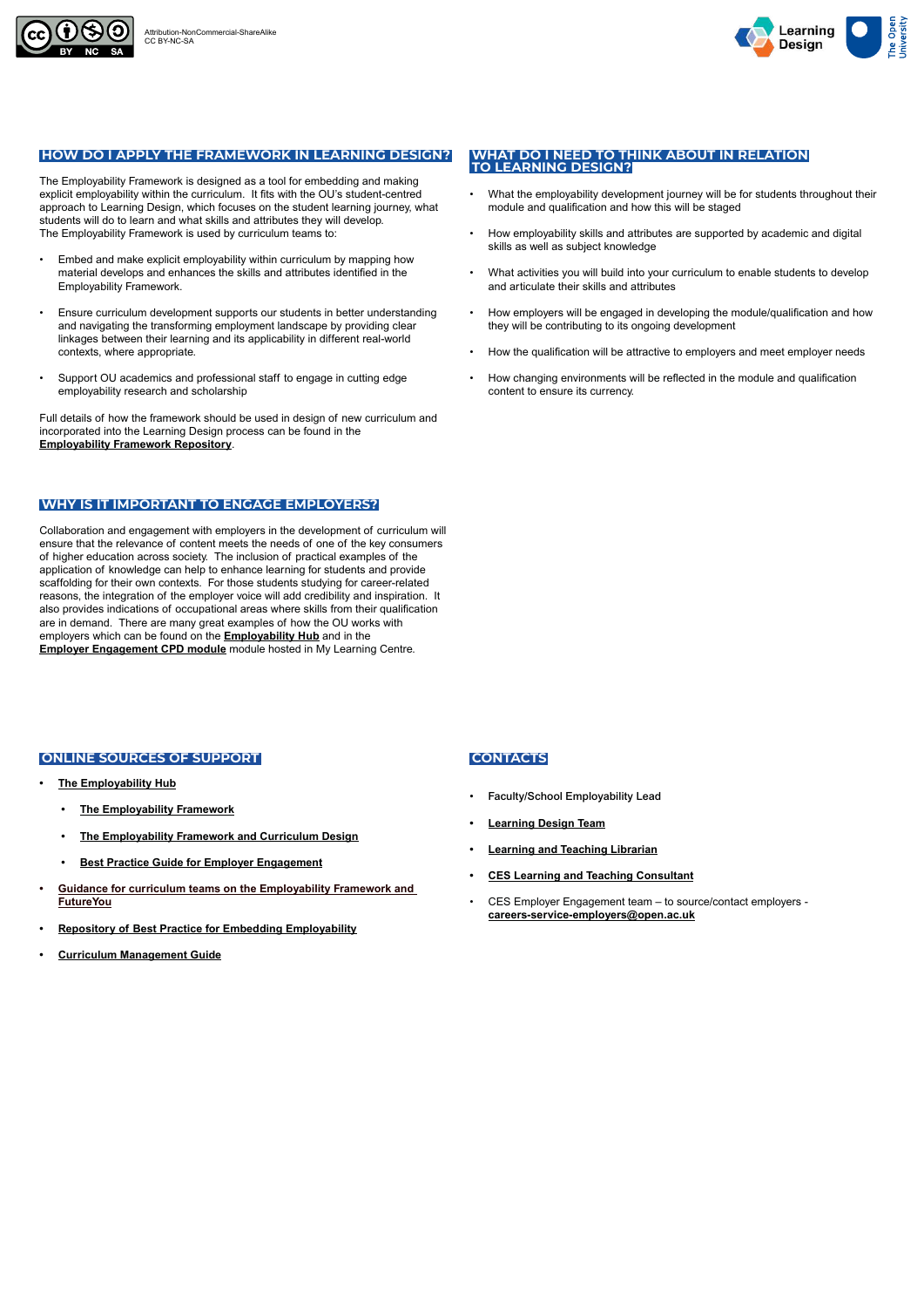## HOW DO I APPLY THE FRAMEWORK IN LEARNING DESIGN?

The Employability Framework is designed as a tool for embedding and making explicit employability within the curriculum. It fits with the OU's student-centred approach to Learning Design, which focuses on the student learning journey, what students will do to learn and what skills and attributes they will develop.
The Employability Framework is used by curriculum teams to:

- Embed and make explicit employability within curriculum by mapping how material develops and enhances the skills and attributes identified in the Employability Framework.
- Ensure curriculum development supports our students in better understanding and navigating the transforming employment landscape by providing clear linkages between their learning and its applicability in different real-world contexts, where appropriate.
- Support OU academics and professional staff to engage in cutting edge employability research and scholarship

Full details of how the framework should be used in design of new curriculum and incorporated into the Learning Design process can be found in the **Employability Framework Repository**.

## WHY IS IT IMPORTANT TO ENGAGE EMPLOYERS?

Collaboration and engagement with employers in the development of curriculum will ensure that the relevance of content meets the needs of one of the key consumers of higher education across society. The inclusion of practical examples of the application of knowledge can help to enhance learning for students and provide scaffolding for their own contexts. For those students studying for career-related reasons, the integration of the employer voice will add credibility and inspiration. It also provides indications of occupational areas where skills from their qualification are in demand. There are many great examples of how the OU works with employers which can be found on the **Employability Hub** and in the **Employer Engagement CPD module** module hosted in My Learning Centre.

## WHAT DO I NEED TO THINK ABOUT IN RELATION TO LEARNING DESIGN?

- What the employability development journey will be for students throughout their module and qualification and how this will be staged
- How employability skills and attributes are supported by academic and digital skills as well as subject knowledge
- What activities you will build into your curriculum to enable students to develop and articulate their skills and attributes
- How employers will be engaged in developing the module/qualification and how they will be contributing to its ongoing development
- How the qualification will be attractive to employers and meet employer needs
- How changing environments will be reflected in the module and qualification content to ensure its currency.

## ONLINE SOURCES OF SUPPORT

- **The Employability Hub**
  - **The Employability Framework**
  - **The Employability Framework and Curriculum Design**
  - **Best Practice Guide for Employer Engagement**
- **Guidance for curriculum teams on the Employability Framework and FutureYou**
- **Repository of Best Practice for Embedding Employability**
- **Curriculum Management Guide**

## CONTACTS

- Faculty/School Employability Lead
- **Learning Design Team**
- **Learning and Teaching Librarian**
- **CES Learning and Teaching Consultant**
- CES Employer Engagement team – to source/contact employers - **careers-service-employers@open.ac.uk**